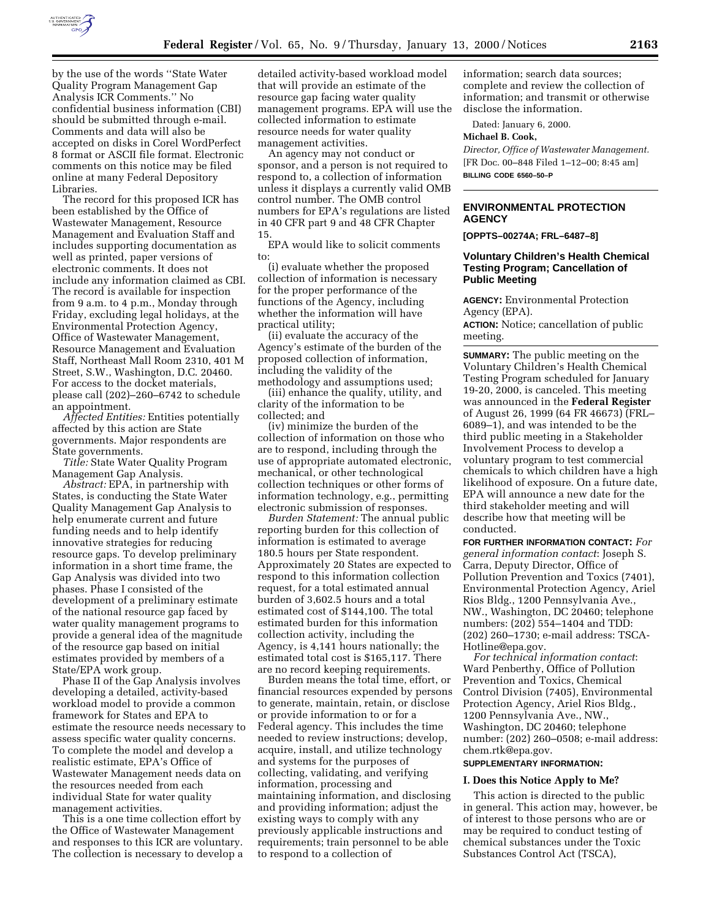by the use of the words ''State Water Quality Program Management Gap Analysis ICR Comments.'' No confidential business information (CBI) should be submitted through e-mail. Comments and data will also be accepted on disks in Corel WordPerfect 8 format or ASCII file format. Electronic comments on this notice may be filed online at many Federal Depository Libraries.

The record for this proposed ICR has been established by the Office of Wastewater Management, Resource Management and Evaluation Staff and includes supporting documentation as well as printed, paper versions of electronic comments. It does not include any information claimed as CBI. The record is available for inspection from 9 a.m. to 4 p.m., Monday through Friday, excluding legal holidays, at the Environmental Protection Agency, Office of Wastewater Management, Resource Management and Evaluation Staff, Northeast Mall Room 2310, 401 M Street, S.W., Washington, D.C. 20460. For access to the docket materials, please call (202)–260–6742 to schedule an appointment.

*Affected Entities:* Entities potentially affected by this action are State governments. Major respondents are State governments.

*Title:* State Water Quality Program Management Gap Analysis.

*Abstract:* EPA, in partnership with States, is conducting the State Water Quality Management Gap Analysis to help enumerate current and future funding needs and to help identify innovative strategies for reducing resource gaps. To develop preliminary information in a short time frame, the Gap Analysis was divided into two phases. Phase I consisted of the development of a preliminary estimate of the national resource gap faced by water quality management programs to provide a general idea of the magnitude of the resource gap based on initial estimates provided by members of a State/EPA work group.

Phase II of the Gap Analysis involves developing a detailed, activity-based workload model to provide a common framework for States and EPA to estimate the resource needs necessary to assess specific water quality concerns. To complete the model and develop a realistic estimate, EPA's Office of Wastewater Management needs data on the resources needed from each individual State for water quality management activities.

This is a one time collection effort by the Office of Wastewater Management and responses to this ICR are voluntary. The collection is necessary to develop a detailed activity-based workload model that will provide an estimate of the resource gap facing water quality management programs. EPA will use the collected information to estimate resource needs for water quality management activities.

An agency may not conduct or sponsor, and a person is not required to respond to, a collection of information unless it displays a currently valid OMB control number. The OMB control numbers for EPA's regulations are listed in 40 CFR part 9 and 48 CFR Chapter 15.

EPA would like to solicit comments to:

(i) evaluate whether the proposed collection of information is necessary for the proper performance of the functions of the Agency, including whether the information will have practical utility;

(ii) evaluate the accuracy of the Agency's estimate of the burden of the proposed collection of information, including the validity of the methodology and assumptions used;

(iii) enhance the quality, utility, and clarity of the information to be collected; and

(iv) minimize the burden of the collection of information on those who are to respond, including through the use of appropriate automated electronic, mechanical, or other technological collection techniques or other forms of information technology, e.g., permitting electronic submission of responses.

*Burden Statement:* The annual public reporting burden for this collection of information is estimated to average 180.5 hours per State respondent. Approximately 20 States are expected to respond to this information collection request, for a total estimated annual burden of 3,602.5 hours and a total estimated cost of $144,100. The total estimated burden for this information collection activity, including the Agency, is 4,141 hours nationally; the estimated total cost is $165,117. There are no record keeping requirements.

Burden means the total time, effort, or financial resources expended by persons to generate, maintain, retain, or disclose or provide information to or for a Federal agency. This includes the time needed to review instructions; develop, acquire, install, and utilize technology and systems for the purposes of collecting, validating, and verifying information, processing and maintaining information, and disclosing and providing information; adjust the existing ways to comply with any previously applicable instructions and requirements; train personnel to be able to respond to a collection of information; search data sources; complete and review the collection of information; and transmit or otherwise disclose the information.

Dated: January 6, 2000.

**Michael B. Cook,**

*Director, Office of Wastewater Management.*

[FR Doc. 00–848 Filed 1–12–00; 8:45 am]

**BILLING CODE 6560–50–P**

---

## ENVIRONMENTAL PROTECTION AGENCY

**[OPPTS–00274A; FRL–6487–8]**

### Voluntary Children's Health Chemical Testing Program; Cancellation of Public Meeting

**AGENCY:** Environmental Protection Agency (EPA).

**ACTION:** Notice; cancellation of public meeting.

**SUMMARY:** The public meeting on the Voluntary Children's Health Chemical Testing Program scheduled for January 19-20, 2000, is canceled. This meeting was announced in the **Federal Register** of August 26, 1999 (64 FR 46673) (FRL–6089–1), and was intended to be the third public meeting in a Stakeholder Involvement Process to develop a voluntary program to test commercial chemicals to which children have a high likelihood of exposure. On a future date, EPA will announce a new date for the third stakeholder meeting and will describe how that meeting will be conducted.

**FOR FURTHER INFORMATION CONTACT:** *For general information contact*: Joseph S. Carra, Deputy Director, Office of Pollution Prevention and Toxics (7401), Environmental Protection Agency, Ariel Rios Bldg., 1200 Pennsylvania Ave., NW., Washington, DC 20460; telephone numbers: (202) 554–1404 and TDD: (202) 260–1730; e-mail address: TSCA-Hotline@epa.gov.

*For technical information contact*: Ward Penberthy, Office of Pollution Prevention and Toxics, Chemical Control Division (7405), Environmental Protection Agency, Ariel Rios Bldg., 1200 Pennsylvania Ave., NW., Washington, DC 20460; telephone number: (202) 260–0508; e-mail address: chem.rtk@epa.gov.

**SUPPLEMENTARY INFORMATION:**

#### I. Does this Notice Apply to Me?

This action is directed to the public in general. This action may, however, be of interest to those persons who are or may be required to conduct testing of chemical substances under the Toxic Substances Control Act (TSCA),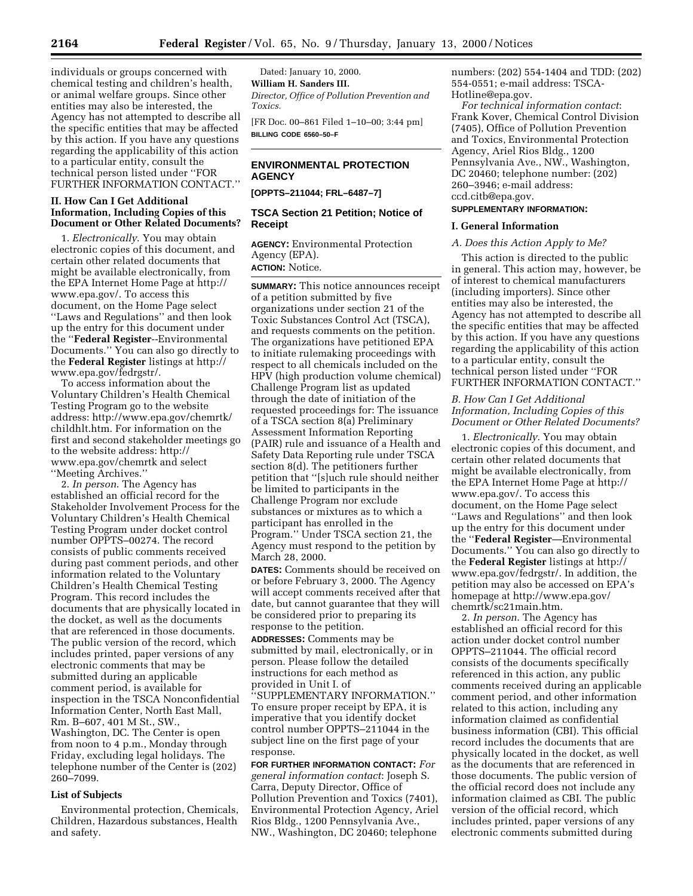individuals or groups concerned with chemical testing and children's health, or animal welfare groups. Since other entities may also be interested, the Agency has not attempted to describe all the specific entities that may be affected by this action. If you have any questions regarding the applicability of this action to a particular entity, consult the technical person listed under ''FOR FURTHER INFORMATION CONTACT.''

**II. How Can I Get Additional Information, Including Copies of this Document or Other Related Documents?**

1. *Electronically*. You may obtain electronic copies of this document, and certain other related documents that might be available electronically, from the EPA Internet Home Page at http://www.epa.gov/. To access this document, on the Home Page select ''Laws and Regulations'' and then look up the entry for this document under the ''**Federal Register**--Environmental Documents.'' You can also go directly to the **Federal Register** listings at http://www.epa.gov/fedrgstr/.

To access information about the Voluntary Children's Health Chemical Testing Program go to the website address: http://www.epa.gov/chemrtk/childhlt.htm. For information on the first and second stakeholder meetings go to the website address: http://www.epa.gov/chemrtk and select ''Meeting Archives.''

2. *In person*. The Agency has established an official record for the Stakeholder Involvement Process for the Voluntary Children's Health Chemical Testing Program under docket control number OPPTS–00274. The record consists of public comments received during past comment periods, and other information related to the Voluntary Children's Health Chemical Testing Program. This record includes the documents that are physically located in the docket, as well as the documents that are referenced in those documents. The public version of the record, which includes printed, paper versions of any electronic comments that may be submitted during an applicable comment period, is available for inspection in the TSCA Nonconfidential Information Center, North East Mall, Rm. B–607, 401 M St., SW., Washington, DC. The Center is open from noon to 4 p.m., Monday through Friday, excluding legal holidays. The telephone number of the Center is (202) 260–7099.

**List of Subjects**

Environmental protection, Chemicals, Children, Hazardous substances, Health and safety.

Dated: January 10, 2000.

**William H. Sanders III.**

*Director, Office of Pollution Prevention and Toxics.*

[FR Doc. 00–861 Filed 1–10–00; 3:44 pm]

**BILLING CODE 6560–50–F**

## ENVIRONMENTAL PROTECTION AGENCY

**[OPPTS–211044; FRL–6487–7]**

### TSCA Section 21 Petition; Notice of Receipt

**AGENCY:** Environmental Protection Agency (EPA).

**ACTION:** Notice.

**SUMMARY:** This notice announces receipt of a petition submitted by five organizations under section 21 of the Toxic Substances Control Act (TSCA), and requests comments on the petition. The organizations have petitioned EPA to initiate rulemaking proceedings with respect to all chemicals included on the HPV (high production volume chemical) Challenge Program list as updated through the date of initiation of the requested proceedings for: The issuance of a TSCA section 8(a) Preliminary Assessment Information Reporting (PAIR) rule and issuance of a Health and Safety Data Reporting rule under TSCA section 8(d). The petitioners further petition that ''[s]uch rule should neither be limited to participants in the Challenge Program nor exclude substances or mixtures as to which a participant has enrolled in the Program.'' Under TSCA section 21, the Agency must respond to the petition by March 28, 2000.

**DATES:** Comments should be received on or before February 3, 2000. The Agency will accept comments received after that date, but cannot guarantee that they will be considered prior to preparing its response to the petition.

**ADDRESSES:** Comments may be submitted by mail, electronically, or in person. Please follow the detailed instructions for each method as provided in Unit I. of ''SUPPLEMENTARY INFORMATION.'' To ensure proper receipt by EPA, it is imperative that you identify docket control number OPPTS–211044 in the subject line on the first page of your response.

**FOR FURTHER INFORMATION CONTACT:** *For general information contact*: Joseph S. Carra, Deputy Director, Office of Pollution Prevention and Toxics (7401), Environmental Protection Agency, Ariel Rios Bldg., 1200 Pennsylvania Ave., NW., Washington, DC 20460; telephone numbers: (202) 554-1404 and TDD: (202) 554-0551; e-mail address: TSCA-Hotline@epa.gov.

*For technical information contact*: Frank Kover, Chemical Control Division (7405), Office of Pollution Prevention and Toxics, Environmental Protection Agency, Ariel Rios Bldg., 1200 Pennsylvania Ave., NW., Washington, DC 20460; telephone number: (202) 260–3946; e-mail address: ccd.citb@epa.gov.

**SUPPLEMENTARY INFORMATION:**

**I. General Information**

*A. Does this Action Apply to Me?*

This action is directed to the public in general. This action may, however, be of interest to chemical manufacturers (including importers). Since other entities may also be interested, the Agency has not attempted to describe all the specific entities that may be affected by this action. If you have any questions regarding the applicability of this action to a particular entity, consult the technical person listed under ''FOR FURTHER INFORMATION CONTACT.''

*B. How Can I Get Additional Information, Including Copies of this Document or Other Related Documents?*

1. *Electronically*. You may obtain electronic copies of this document, and certain other related documents that might be available electronically, from the EPA Internet Home Page at http://www.epa.gov/. To access this document, on the Home Page select ''Laws and Regulations'' and then look up the entry for this document under the ''**Federal Register**—Environmental Documents.'' You can also go directly to the **Federal Register** listings at http://www.epa.gov/fedrgstr/. In addition, the petition may also be accessed on EPA's homepage at http://www.epa.gov/chemrtk/sc21main.htm.

2. *In person*. The Agency has established an official record for this action under docket control number OPPTS–211044. The official record consists of the documents specifically referenced in this action, any public comments received during an applicable comment period, and other information related to this action, including any information claimed as confidential business information (CBI). This official record includes the documents that are physically located in the docket, as well as the documents that are referenced in those documents. The public version of the official record does not include any information claimed as CBI. The public version of the official record, which includes printed, paper versions of any electronic comments submitted during